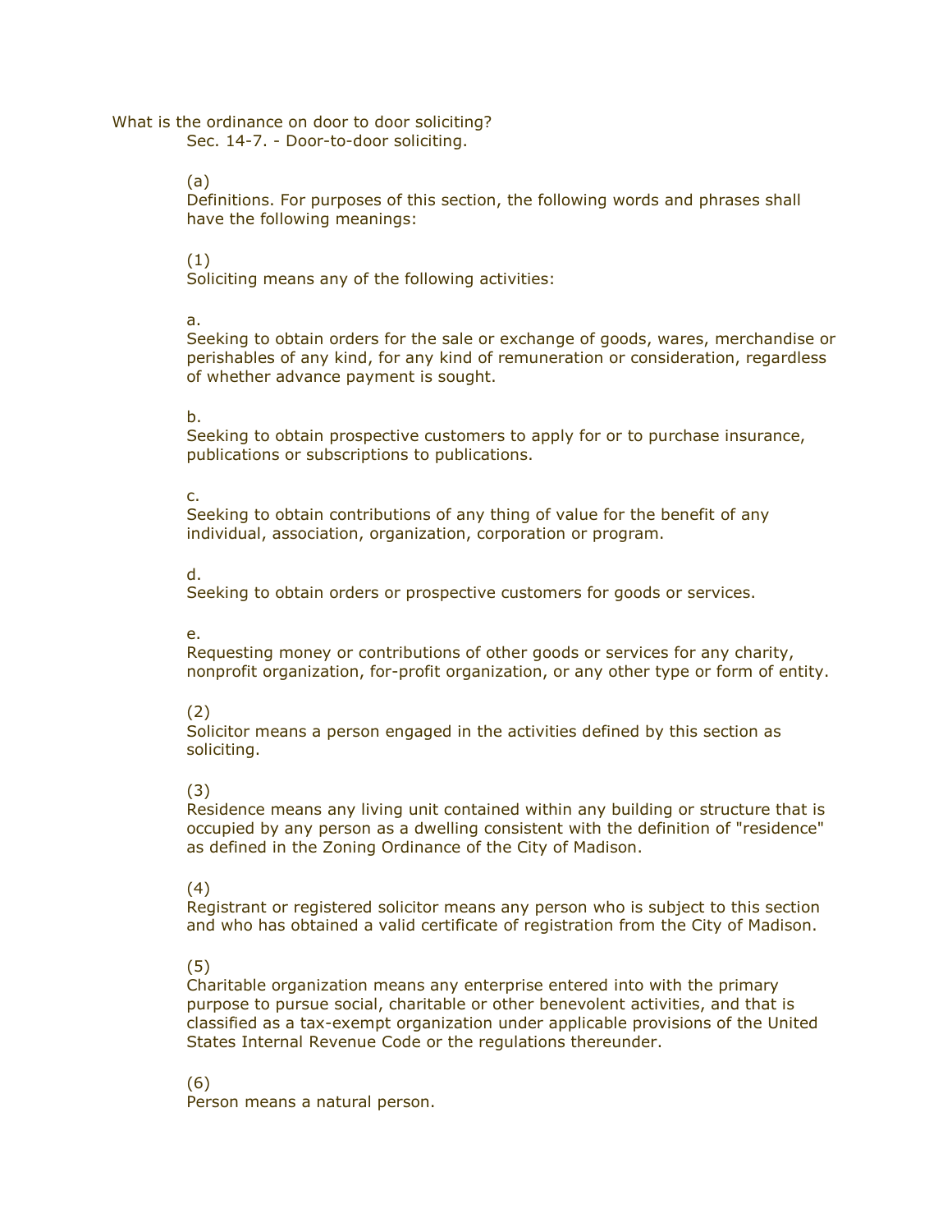What is the ordinance on door to door soliciting?

Sec. 14-7. - Door-to-door soliciting.

(a)

Definitions. For purposes of this section, the following words and phrases shall have the following meanings:

(1)

Soliciting means any of the following activities:

a.

Seeking to obtain orders for the sale or exchange of goods, wares, merchandise or perishables of any kind, for any kind of remuneration or consideration, regardless of whether advance payment is sought.

b.

Seeking to obtain prospective customers to apply for or to purchase insurance, publications or subscriptions to publications.

c.

Seeking to obtain contributions of any thing of value for the benefit of any individual, association, organization, corporation or program.

d.

Seeking to obtain orders or prospective customers for goods or services.

e.

Requesting money or contributions of other goods or services for any charity, nonprofit organization, for-profit organization, or any other type or form of entity.

(2)

Solicitor means a person engaged in the activities defined by this section as soliciting.

(3)

Residence means any living unit contained within any building or structure that is occupied by any person as a dwelling consistent with the definition of "residence" as defined in the Zoning Ordinance of the City of Madison.

(4)

Registrant or registered solicitor means any person who is subject to this section and who has obtained a valid certificate of registration from the City of Madison.

(5)

Charitable organization means any enterprise entered into with the primary purpose to pursue social, charitable or other benevolent activities, and that is classified as a tax-exempt organization under applicable provisions of the United States Internal Revenue Code or the regulations thereunder.

(6)

Person means a natural person.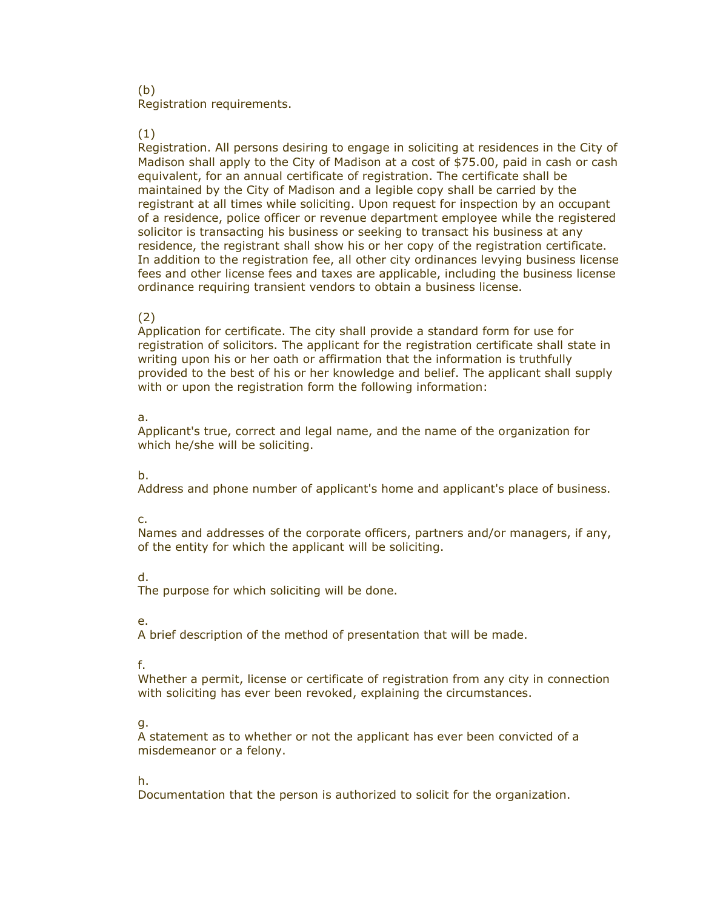(b)
Registration requirements.

(1)
Registration. All persons desiring to engage in soliciting at residences in the City of Madison shall apply to the City of Madison at a cost of $75.00, paid in cash or cash equivalent, for an annual certificate of registration. The certificate shall be maintained by the City of Madison and a legible copy shall be carried by the registrant at all times while soliciting. Upon request for inspection by an occupant of a residence, police officer or revenue department employee while the registered solicitor is transacting his business or seeking to transact his business at any residence, the registrant shall show his or her copy of the registration certificate. In addition to the registration fee, all other city ordinances levying business license fees and other license fees and taxes are applicable, including the business license ordinance requiring transient vendors to obtain a business license.

(2)
Application for certificate. The city shall provide a standard form for use for registration of solicitors. The applicant for the registration certificate shall state in writing upon his or her oath or affirmation that the information is truthfully provided to the best of his or her knowledge and belief. The applicant shall supply with or upon the registration form the following information:

a.
Applicant's true, correct and legal name, and the name of the organization for which he/she will be soliciting.

b.
Address and phone number of applicant's home and applicant's place of business.

c.
Names and addresses of the corporate officers, partners and/or managers, if any, of the entity for which the applicant will be soliciting.

d.
The purpose for which soliciting will be done.

e.
A brief description of the method of presentation that will be made.

f.
Whether a permit, license or certificate of registration from any city in connection with soliciting has ever been revoked, explaining the circumstances.

g.
A statement as to whether or not the applicant has ever been convicted of a misdemeanor or a felony.

h.
Documentation that the person is authorized to solicit for the organization.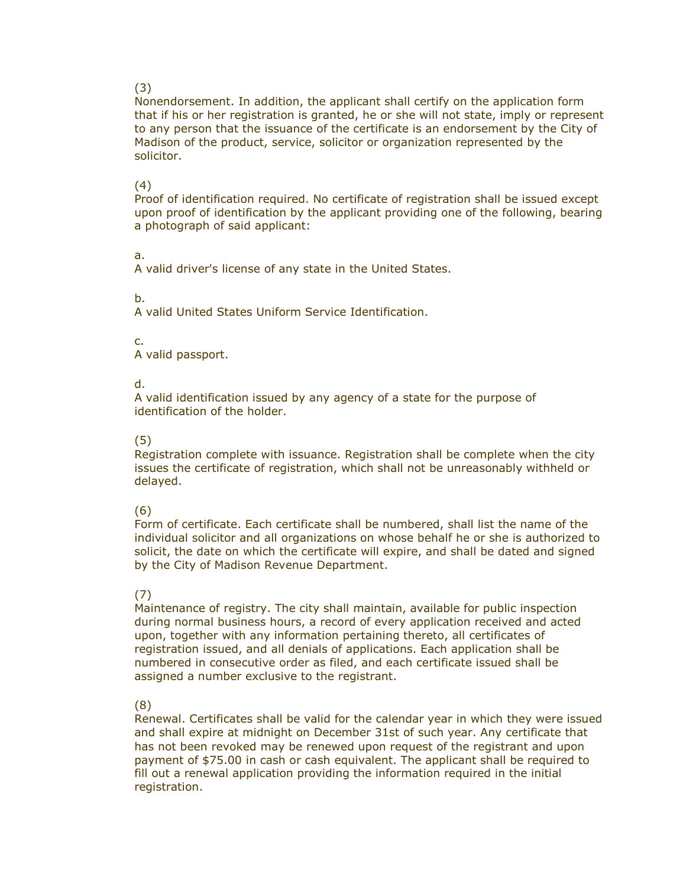(3)
Nonendorsement. In addition, the applicant shall certify on the application form that if his or her registration is granted, he or she will not state, imply or represent to any person that the issuance of the certificate is an endorsement by the City of Madison of the product, service, solicitor or organization represented by the solicitor.

(4)
Proof of identification required. No certificate of registration shall be issued except upon proof of identification by the applicant providing one of the following, bearing a photograph of said applicant:

a.
A valid driver's license of any state in the United States.

b.
A valid United States Uniform Service Identification.

c.
A valid passport.

d.
A valid identification issued by any agency of a state for the purpose of identification of the holder.

(5)
Registration complete with issuance. Registration shall be complete when the city issues the certificate of registration, which shall not be unreasonably withheld or delayed.

(6)
Form of certificate. Each certificate shall be numbered, shall list the name of the individual solicitor and all organizations on whose behalf he or she is authorized to solicit, the date on which the certificate will expire, and shall be dated and signed by the City of Madison Revenue Department.

(7)
Maintenance of registry. The city shall maintain, available for public inspection during normal business hours, a record of every application received and acted upon, together with any information pertaining thereto, all certificates of registration issued, and all denials of applications. Each application shall be numbered in consecutive order as filed, and each certificate issued shall be assigned a number exclusive to the registrant.

(8)
Renewal. Certificates shall be valid for the calendar year in which they were issued and shall expire at midnight on December 31st of such year. Any certificate that has not been revoked may be renewed upon request of the registrant and upon payment of $75.00 in cash or cash equivalent. The applicant shall be required to fill out a renewal application providing the information required in the initial registration.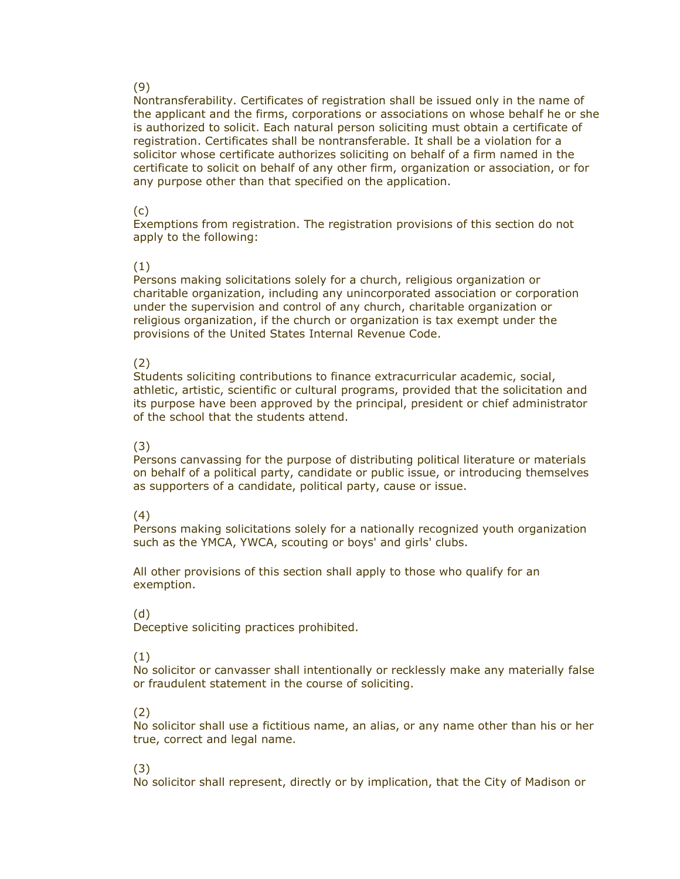(9)
Nontransferability. Certificates of registration shall be issued only in the name of the applicant and the firms, corporations or associations on whose behalf he or she is authorized to solicit. Each natural person soliciting must obtain a certificate of registration. Certificates shall be nontransferable. It shall be a violation for a solicitor whose certificate authorizes soliciting on behalf of a firm named in the certificate to solicit on behalf of any other firm, organization or association, or for any purpose other than that specified on the application.

(c)
Exemptions from registration. The registration provisions of this section do not apply to the following:

(1)
Persons making solicitations solely for a church, religious organization or charitable organization, including any unincorporated association or corporation under the supervision and control of any church, charitable organization or religious organization, if the church or organization is tax exempt under the provisions of the United States Internal Revenue Code.

(2)
Students soliciting contributions to finance extracurricular academic, social, athletic, artistic, scientific or cultural programs, provided that the solicitation and its purpose have been approved by the principal, president or chief administrator of the school that the students attend.

(3)
Persons canvassing for the purpose of distributing political literature or materials on behalf of a political party, candidate or public issue, or introducing themselves as supporters of a candidate, political party, cause or issue.

(4)
Persons making solicitations solely for a nationally recognized youth organization such as the YMCA, YWCA, scouting or boys' and girls' clubs.

All other provisions of this section shall apply to those who qualify for an exemption.

(d)
Deceptive soliciting practices prohibited.

(1)
No solicitor or canvasser shall intentionally or recklessly make any materially false or fraudulent statement in the course of soliciting.

(2)
No solicitor shall use a fictitious name, an alias, or any name other than his or her true, correct and legal name.

(3)
No solicitor shall represent, directly or by implication, that the City of Madison or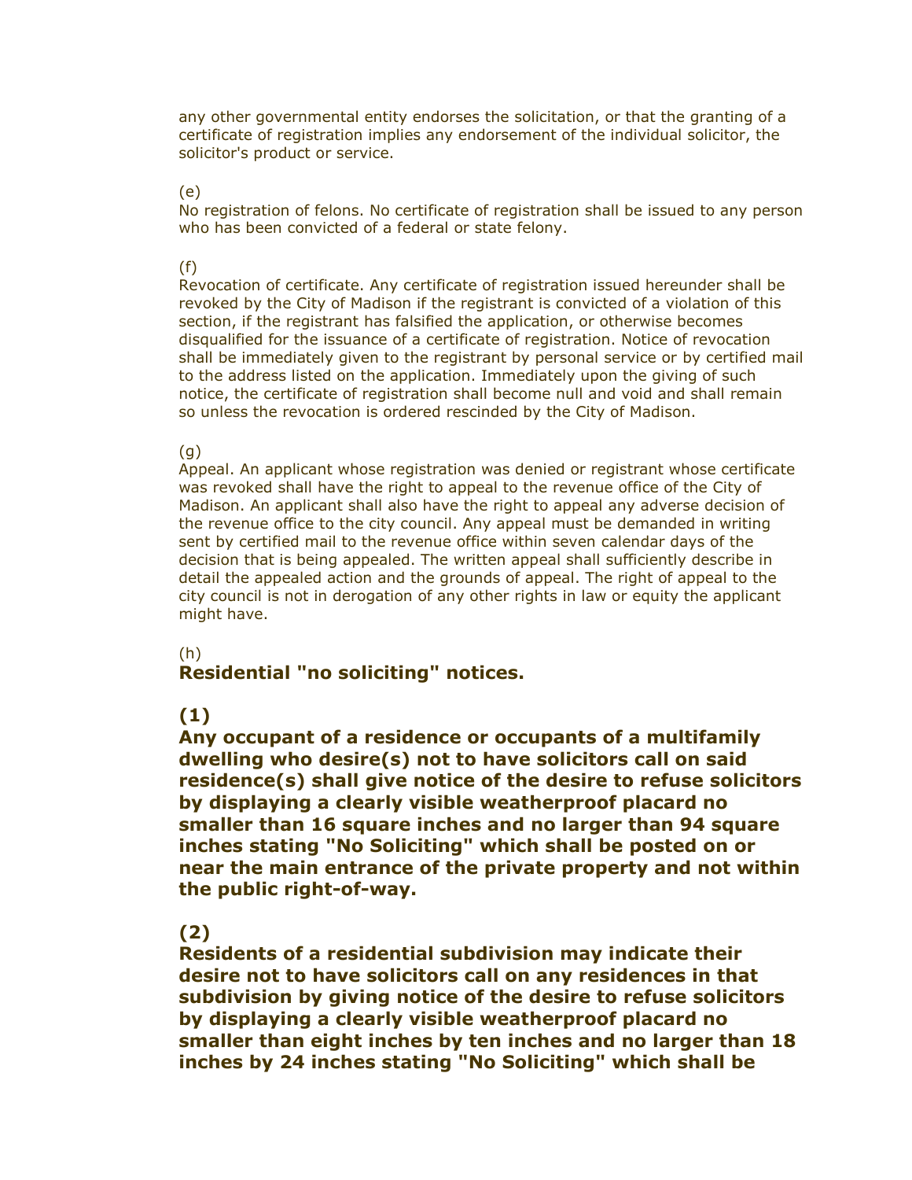any other governmental entity endorses the solicitation, or that the granting of a certificate of registration implies any endorsement of the individual solicitor, the solicitor's product or service.

(e)

No registration of felons. No certificate of registration shall be issued to any person who has been convicted of a federal or state felony.

(f)

Revocation of certificate. Any certificate of registration issued hereunder shall be revoked by the City of Madison if the registrant is convicted of a violation of this section, if the registrant has falsified the application, or otherwise becomes disqualified for the issuance of a certificate of registration. Notice of revocation shall be immediately given to the registrant by personal service or by certified mail to the address listed on the application. Immediately upon the giving of such notice, the certificate of registration shall become null and void and shall remain so unless the revocation is ordered rescinded by the City of Madison.

(g)

Appeal. An applicant whose registration was denied or registrant whose certificate was revoked shall have the right to appeal to the revenue office of the City of Madison. An applicant shall also have the right to appeal any adverse decision of the revenue office to the city council. Any appeal must be demanded in writing sent by certified mail to the revenue office within seven calendar days of the decision that is being appealed. The written appeal shall sufficiently describe in detail the appealed action and the grounds of appeal. The right of appeal to the city council is not in derogation of any other rights in law or equity the applicant might have.

(h)

**Residential "no soliciting" notices.**

**(1)**

**Any occupant of a residence or occupants of a multifamily dwelling who desire(s) not to have solicitors call on said residence(s) shall give notice of the desire to refuse solicitors by displaying a clearly visible weatherproof placard no smaller than 16 square inches and no larger than 94 square inches stating "No Soliciting" which shall be posted on or near the main entrance of the private property and not within the public right-of-way.**

**(2)**

**Residents of a residential subdivision may indicate their desire not to have solicitors call on any residences in that subdivision by giving notice of the desire to refuse solicitors by displaying a clearly visible weatherproof placard no smaller than eight inches by ten inches and no larger than 18 inches by 24 inches stating "No Soliciting" which shall be**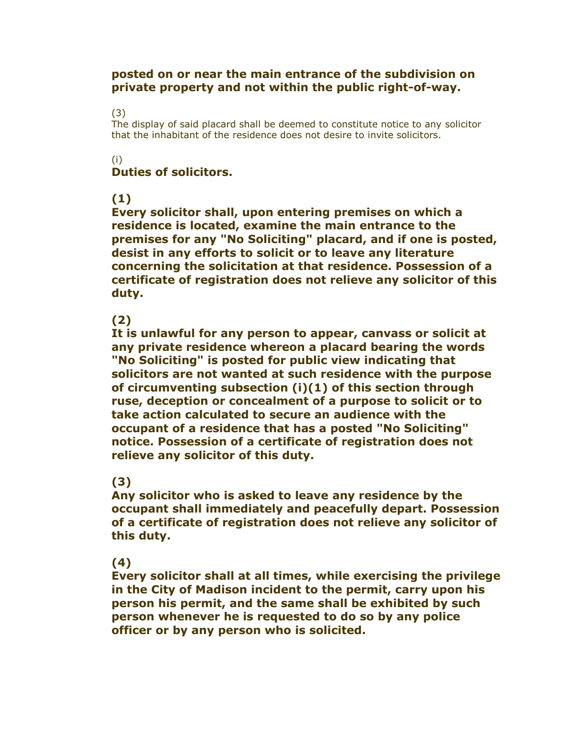**posted on or near the main entrance of the subdivision on private property and not within the public right-of-way.**

(3)
The display of said placard shall be deemed to constitute notice to any solicitor that the inhabitant of the residence does not desire to invite solicitors.

(i)
**Duties of solicitors.**

**(1)**
**Every solicitor shall, upon entering premises on which a residence is located, examine the main entrance to the premises for any "No Soliciting" placard, and if one is posted, desist in any efforts to solicit or to leave any literature concerning the solicitation at that residence. Possession of a certificate of registration does not relieve any solicitor of this duty.**

**(2)**
**It is unlawful for any person to appear, canvass or solicit at any private residence whereon a placard bearing the words "No Soliciting" is posted for public view indicating that solicitors are not wanted at such residence with the purpose of circumventing subsection (i)(1) of this section through ruse, deception or concealment of a purpose to solicit or to take action calculated to secure an audience with the occupant of a residence that has a posted "No Soliciting" notice. Possession of a certificate of registration does not relieve any solicitor of this duty.**

**(3)**
**Any solicitor who is asked to leave any residence by the occupant shall immediately and peacefully depart. Possession of a certificate of registration does not relieve any solicitor of this duty.**

**(4)**
**Every solicitor shall at all times, while exercising the privilege in the City of Madison incident to the permit, carry upon his person his permit, and the same shall be exhibited by such person whenever he is requested to do so by any police officer or by any person who is solicited.**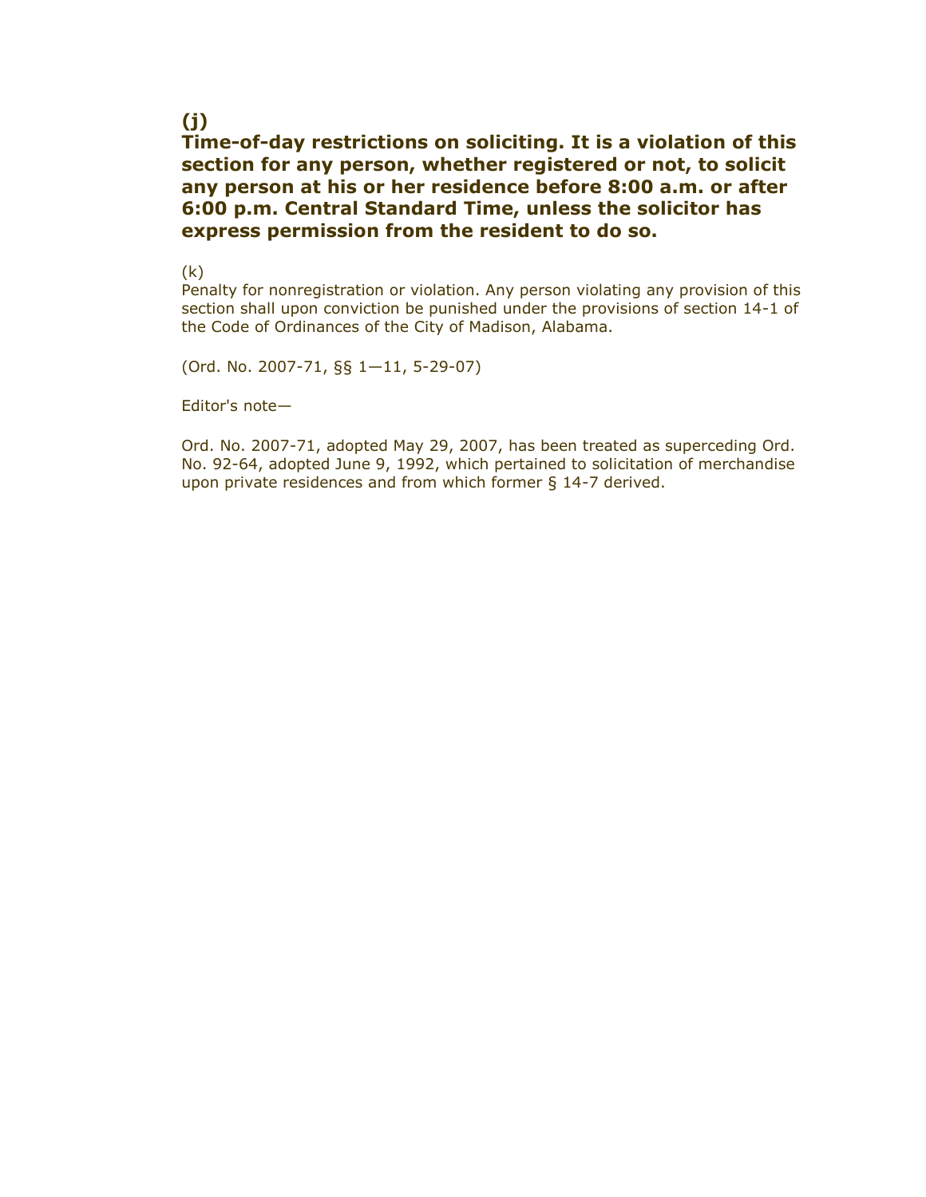**(j)**

**Time-of-day restrictions on soliciting. It is a violation of this section for any person, whether registered or not, to solicit any person at his or her residence before 8:00 a.m. or after 6:00 p.m. Central Standard Time, unless the solicitor has express permission from the resident to do so.**

(k)

Penalty for nonregistration or violation. Any person violating any provision of this section shall upon conviction be punished under the provisions of section 14-1 of the Code of Ordinances of the City of Madison, Alabama.

(Ord. No. 2007-71, §§ 1—11, 5-29-07)

Editor's note—

Ord. No. 2007-71, adopted May 29, 2007, has been treated as superceding Ord. No. 92-64, adopted June 9, 1992, which pertained to solicitation of merchandise upon private residences and from which former § 14-7 derived.